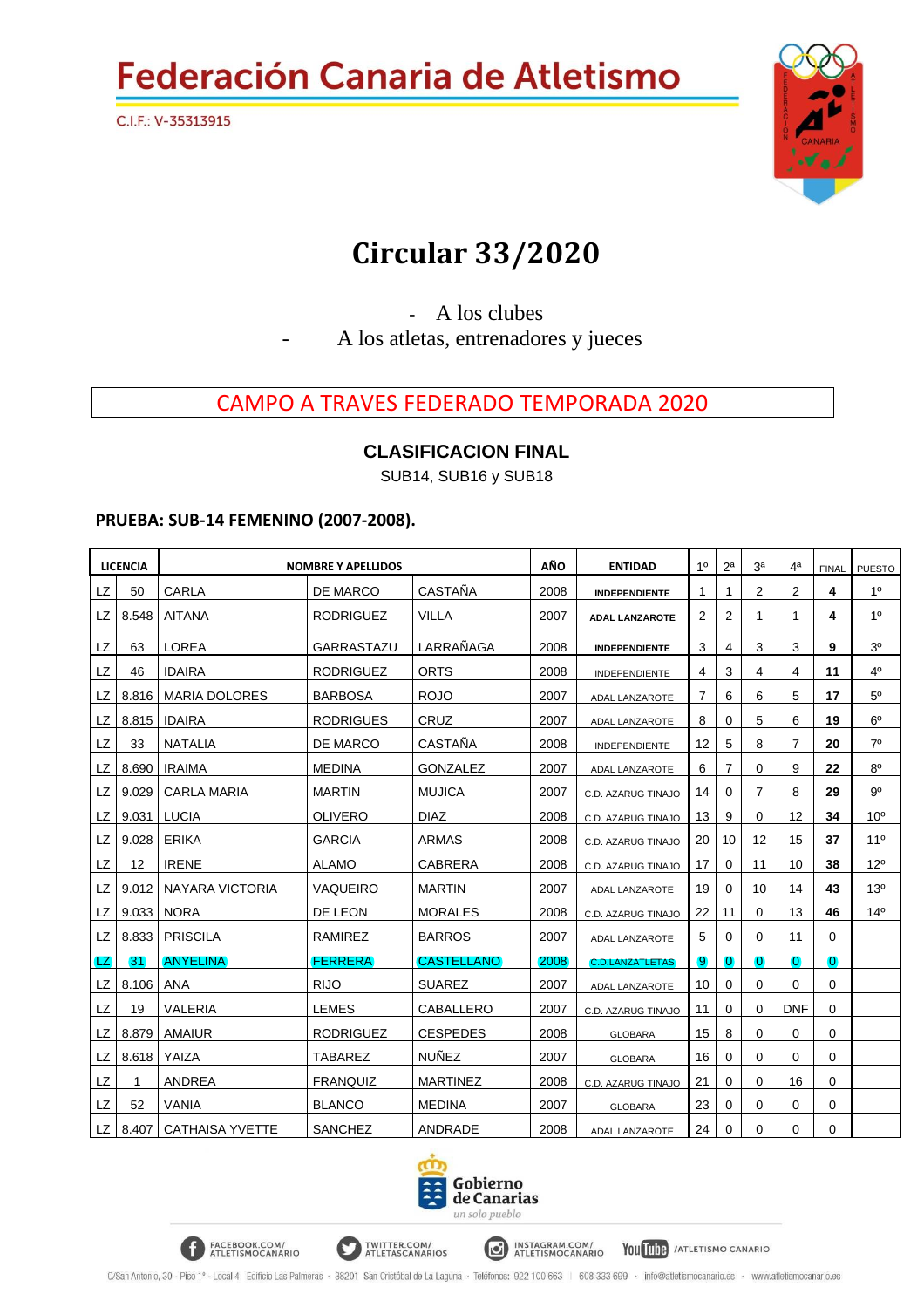# Federación Canaria de Atletismo

C.I.F.: V-35313915

# Circular 33/2020

- A los clubes
- A los atletas, entrenadores y jueces

## CAMPO A TRAVES FEDERADO TEMPORADA 2020

### CLASIFICACION FINAL

SUB14, SUB16 y SUB18

**PRUEBA: SUB-14 FEMENINO (2007-2008).**

| LICENCIA | | NOMBRE Y APELLIDOS | | | AÑO | ENTIDAD | 1º | 2ª | 3ª | 4ª | FINAL | PUESTO |
|---|---|---|---|---|---|---|---|---|---|---|---|---|
| LZ | 50 | CARLA | DE MARCO | CASTAÑA | 2008 | INDEPENDIENTE | 1 | 1 | 2 | 2 | 4 | 1º |
| LZ | 8.548 | AITANA | RODRIGUEZ | VILLA | 2007 | ADAL LANZAROTE | 2 | 2 | 1 | 1 | 4 | 1º |
| LZ | 63 | LOREA | GARRASTAZU | LARRAÑAGA | 2008 | INDEPENDIENTE | 3 | 4 | 3 | 3 | 9 | 3º |
| LZ | 46 | IDAIRA | RODRIGUEZ | ORTS | 2008 | INDEPENDIENTE | 4 | 3 | 4 | 4 | 11 | 4º |
| LZ | 8.816 | MARIA DOLORES | BARBOSA | ROJO | 2007 | ADAL LANZAROTE | 7 | 6 | 6 | 5 | 17 | 5º |
| LZ | 8.815 | IDAIRA | RODRIGUES | CRUZ | 2007 | ADAL LANZAROTE | 8 | 0 | 5 | 6 | 19 | 6º |
| LZ | 33 | NATALIA | DE MARCO | CASTAÑA | 2008 | INDEPENDIENTE | 12 | 5 | 8 | 7 | 20 | 7º |
| LZ | 8.690 | IRAIMA | MEDINA | GONZALEZ | 2007 | ADAL LANZAROTE | 6 | 7 | 0 | 9 | 22 | 8º |
| LZ | 9.029 | CARLA MARIA | MARTIN | MUJICA | 2007 | C.D. AZARUG TINAJO | 14 | 0 | 7 | 8 | 29 | 9º |
| LZ | 9.031 | LUCIA | OLIVERO | DIAZ | 2008 | C.D. AZARUG TINAJO | 13 | 9 | 0 | 12 | 34 | 10º |
| LZ | 9.028 | ERIKA | GARCIA | ARMAS | 2008 | C.D. AZARUG TINAJO | 20 | 10 | 12 | 15 | 37 | 11º |
| LZ | 12 | IRENE | ALAMO | CABRERA | 2008 | C.D. AZARUG TINAJO | 17 | 0 | 11 | 10 | 38 | 12º |
| LZ | 9.012 | NAYARA VICTORIA | VAQUEIRO | MARTIN | 2007 | ADAL LANZAROTE | 19 | 0 | 10 | 14 | 43 | 13º |
| LZ | 9.033 | NORA | DE LEON | MORALES | 2008 | C.D. AZARUG TINAJO | 22 | 11 | 0 | 13 | 46 | 14º |
| LZ | 8.833 | PRISCILA | RAMIREZ | BARROS | 2007 | ADAL LANZAROTE | 5 | 0 | 0 | 11 | 0 | |
| LZ | 31 | ANYELINA | FERRERA | CASTELLANO | 2008 | C.D.LANZATLETAS | 9 | 0 | 0 | 0 | 0 | |
| LZ | 8.106 | ANA | RIJO | SUAREZ | 2007 | ADAL LANZAROTE | 10 | 0 | 0 | 0 | 0 | |
| LZ | 19 | VALERIA | LEMES | CABALLERO | 2007 | C.D. AZARUG TINAJO | 11 | 0 | 0 | DNF | 0 | |
| LZ | 8.879 | AMAIUR | RODRIGUEZ | CESPEDES | 2008 | GLOBARA | 15 | 8 | 0 | 0 | 0 | |
| LZ | 8.618 | YAIZA | TABAREZ | NUÑEZ | 2007 | GLOBARA | 16 | 0 | 0 | 0 | 0 | |
| LZ | 1 | ANDREA | FRANQUIZ | MARTINEZ | 2008 | C.D. AZARUG TINAJO | 21 | 0 | 0 | 16 | 0 | |
| LZ | 52 | VANIA | BLANCO | MEDINA | 2007 | GLOBARA | 23 | 0 | 0 | 0 | 0 | |
| LZ | 8.407 | CATHAISA YVETTE | SANCHEZ | ANDRADE | 2008 | ADAL LANZAROTE | 24 | 0 | 0 | 0 | 0 | |

Gobierno de Canarias
*un solo pueblo*

FACEBOOK.COM/ATLETISMOCANARIO · TWITTER.COM/ATLETASCANARIOS · INSTAGRAM.COM/ATLETISMOCANARIO · YouTube /ATLETISMO CANARIO

C/San Antonio, 30 - Piso 1º - Local 4 Edificio Las Palmeras - 38201 San Cristóbal de La Laguna - Teléfonos: 922 100 663 | 608 333 699 - info@atletismocanario.es - www.atletismocanario.es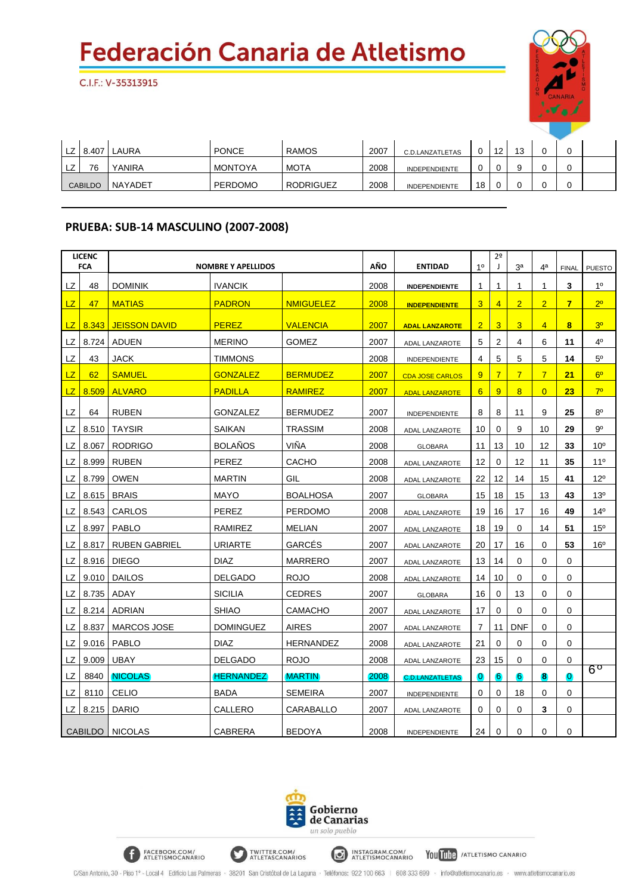# Federación Canaria de Atletismo

C.I.F.: V-35313915

| | | | | | | | | | | | | |
|---|---|---|---|---|---|---|---|---|---|---|---|---|
| LZ | 8.407 | LAURA | PONCE | RAMOS | 2007 | C.D.LANZATLETAS | 0 | 12 | 13 | 0 | 0 | |
| LZ | 76 | YANIRA | MONTOYA | MOTA | 2008 | INDEPENDIENTE | 0 | 0 | 9 | 0 | 0 | |
| CABILDO | | NAYADET | PERDOMO | RODRIGUEZ | 2008 | INDEPENDIENTE | 18 | 0 | 0 | 0 | 0 | |

## PRUEBA: SUB-14 MASCULINO (2007-2008)

| LICENC FCA | | NOMBRE Y APELLIDOS | | | AÑO | ENTIDAD | 1º | 2º J | 3ª | 4ª | FINAL | PUESTO |
|---|---|---|---|---|---|---|---|---|---|---|---|---|
| LZ | 48 | DOMINIK | IVANCIK | | 2008 | INDEPENDIENTE | 1 | 1 | 1 | 1 | 3 | 1º |
| LZ | 47 | MATIAS | PADRON | NMIGUELEZ | 2008 | INDEPENDIENTE | 3 | 4 | 2 | 2 | 7 | 2º |
| LZ | 8.343 | JEISSON DAVID | PEREZ | VALENCIA | 2007 | ADAL LANZAROTE | 2 | 3 | 3 | 4 | 8 | 3º |
| LZ | 8.724 | ADUEN | MERINO | GOMEZ | 2007 | ADAL LANZAROTE | 5 | 2 | 4 | 6 | 11 | 4º |
| LZ | 43 | JACK | TIMMONS | | 2008 | INDEPENDIENTE | 4 | 5 | 5 | 5 | 14 | 5º |
| LZ | 62 | SAMUEL | GONZALEZ | BERMUDEZ | 2007 | CDA JOSE CARLOS | 9 | 7 | 7 | 7 | 21 | 6º |
| LZ | 8.509 | ALVARO | PADILLA | RAMIREZ | 2007 | ADAL LANZAROTE | 6 | 9 | 8 | 0 | 23 | 7º |
| LZ | 64 | RUBEN | GONZALEZ | BERMUDEZ | 2007 | INDEPENDIENTE | 8 | 8 | 11 | 9 | 25 | 8º |
| LZ | 8.510 | TAYSIR | SAIKAN | TRASSIM | 2008 | ADAL LANZAROTE | 10 | 0 | 9 | 10 | 29 | 9º |
| LZ | 8.067 | RODRIGO | BOLAÑOS | VIÑA | 2008 | GLOBARA | 11 | 13 | 10 | 12 | 33 | 10º |
| LZ | 8.999 | RUBEN | PEREZ | CACHO | 2008 | ADAL LANZAROTE | 12 | 0 | 12 | 11 | 35 | 11º |
| LZ | 8.799 | OWEN | MARTIN | GIL | 2008 | ADAL LANZAROTE | 22 | 12 | 14 | 15 | 41 | 12º |
| LZ | 8.615 | BRAIS | MAYO | BOALHOSA | 2007 | GLOBARA | 15 | 18 | 15 | 13 | 43 | 13º |
| LZ | 8.543 | CARLOS | PEREZ | PERDOMO | 2008 | ADAL LANZAROTE | 19 | 16 | 17 | 16 | 49 | 14º |
| LZ | 8.997 | PABLO | RAMIREZ | MELIAN | 2007 | ADAL LANZAROTE | 18 | 19 | 0 | 14 | 51 | 15º |
| LZ | 8.817 | RUBEN GABRIEL | URIARTE | GARCÉS | 2007 | ADAL LANZAROTE | 20 | 17 | 16 | 0 | 53 | 16º |
| LZ | 8.916 | DIEGO | DIAZ | MARRERO | 2007 | ADAL LANZAROTE | 13 | 14 | 0 | 0 | 0 | |
| LZ | 9.010 | DAILOS | DELGADO | ROJO | 2008 | ADAL LANZAROTE | 14 | 10 | 0 | 0 | 0 | |
| LZ | 8.735 | ADAY | SICILIA | CEDRES | 2007 | GLOBARA | 16 | 0 | 13 | 0 | 0 | |
| LZ | 8.214 | ADRIAN | SHIAO | CAMACHO | 2007 | ADAL LANZAROTE | 17 | 0 | 0 | 0 | 0 | |
| LZ | 8.837 | MARCOS JOSE | DOMINGUEZ | AIRES | 2007 | ADAL LANZAROTE | 7 | 11 | DNF | 0 | 0 | |
| LZ | 9.016 | PABLO | DIAZ | HERNANDEZ | 2008 | ADAL LANZAROTE | 21 | 0 | 0 | 0 | 0 | |
| LZ | 9.009 | UBAY | DELGADO | ROJO | 2008 | ADAL LANZAROTE | 23 | 15 | 0 | 0 | 0 | |
| LZ | 8840 | NICOLAS | HERNANDEZ | MARTIN | 2008 | C.D.LANZATLETAS | 0 | 6 | 6 | 8 | 0 | 6º |
| LZ | 8110 | CELIO | BADA | SEMEIRA | 2007 | INDEPENDIENTE | 0 | 0 | 18 | 0 | 0 | |
| LZ | 8.215 | DARIO | CALLERO | CARABALLO | 2007 | ADAL LANZAROTE | 0 | 0 | 0 | 3 | 0 | |
| CABILDO | | NICOLAS | CABRERA | BEDOYA | 2008 | INDEPENDIENTE | 24 | 0 | 0 | 0 | 0 | |

Gobierno de Canarias
*un solo pueblo*

FACEBOOK.COM/ATLETISMOCANARIO · TWITTER.COM/ATLETASCANARIOS · INSTAGRAM.COM/ATLETISMOCANARIO · YouTube /ATLETISMO CANARIO

C/San Antonio, 30 - Piso 1º - Local 4 Edificio Las Palmeras - 38201 San Cristóbal de La Laguna - Teléfonos: 922 100 663 | 608 333 699 - info@atletismocanario.es - www.atletismocanario.es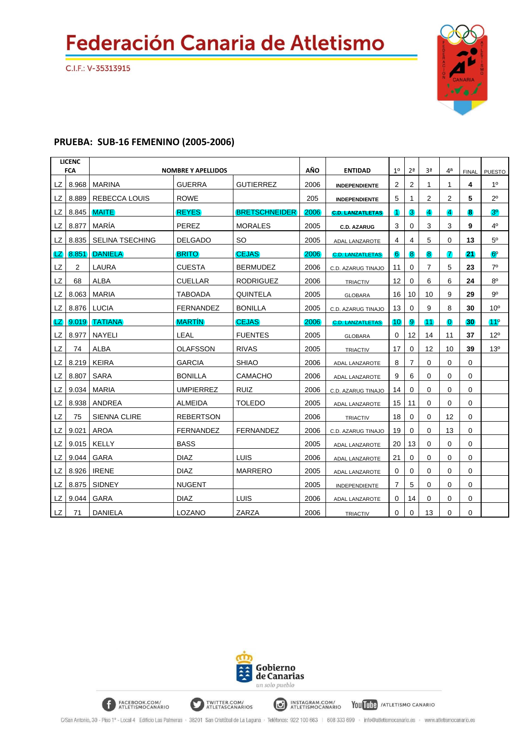# Federación Canaria de Atletismo

C.I.F.: V-35313915

## PRUEBA: SUB-16 FEMENINO (2005-2006)

| LICENC FCA | | NOMBRE Y APELLIDOS | | | AÑO | ENTIDAD | 1º | 2ª | 3ª | 4ª | FINAL | PUESTO |
|---|---|---|---|---|---|---|---|---|---|---|---|---|
| LZ | 8.968 | MARINA | GUERRA | GUTIERREZ | 2006 | INDEPENDIENTE | 2 | 2 | 1 | 1 | **4** | 1º |
| LZ | 8.889 | REBECCA LOUIS | ROWE | | 205 | INDEPENDIENTE | 5 | 1 | 2 | 2 | **5** | 2º |
| LZ | 8.845 | MAITE | REYES | BRETSCHNEIDER | 2006 | C.D. LANZATLETAS | 1 | 3 | 4 | 4 | **8** | 3º |
| LZ | 8.877 | MARÍA | PEREZ | MORALES | 2005 | C.D. AZARUG | 3 | 0 | 3 | 3 | **9** | 4º |
| LZ | 8.835 | SELINA TSECHING | DELGADO | SO | 2005 | ADAL LANZAROTE | 4 | 4 | 5 | 0 | **13** | 5º |
| LZ | 8.851 | DANIELA | BRITO | CEJAS | 2006 | C.D. LANZATLETAS | 6 | 8 | 8 | 7 | **21** | 6º |
| LZ | 2 | LAURA | CUESTA | BERMUDEZ | 2006 | C.D. AZARUG TINAJO | 11 | 0 | 7 | 5 | **23** | 7º |
| LZ | 68 | ALBA | CUELLAR | RODRIGUEZ | 2006 | TRIACTIV | 12 | 0 | 6 | 6 | **24** | 8º |
| LZ | 8.063 | MARIA | TABOADA | QUINTELA | 2005 | GLOBARA | 16 | 10 | 10 | 9 | **29** | 9º |
| LZ | 8.876 | LUCIA | FERNANDEZ | BONILLA | 2005 | C.D. AZARUG TINAJO | 13 | 0 | 9 | 8 | **30** | 10º |
| LZ | 9.019 | TATIANA | MARTÍN | CEJAS | 2006 | C.D. LANZATLETAS | 10 | 9 | 11 | 0 | **30** | 11º |
| LZ | 8.977 | NAYELI | LEAL | FUENTES | 2005 | GLOBARA | 0 | 12 | 14 | 11 | **37** | 12º |
| LZ | 74 | ALBA | OLAFSSON | RIVAS | 2005 | TRIACTIV | 17 | 0 | 12 | 10 | **39** | 13º |
| LZ | 8.219 | KEIRA | GARCIA | SHIAO | 2006 | ADAL LANZAROTE | 8 | 7 | 0 | 0 | 0 | |
| LZ | 8.807 | SARA | BONILLA | CAMACHO | 2006 | ADAL LANZAROTE | 9 | 6 | 0 | 0 | 0 | |
| LZ | 9.034 | MARIA | UMPIERREZ | RUIZ | 2006 | C.D. AZARUG TINAJO | 14 | 0 | 0 | 0 | 0 | |
| LZ | 8.938 | ANDREA | ALMEIDA | TOLEDO | 2005 | ADAL LANZAROTE | 15 | 11 | 0 | 0 | 0 | |
| LZ | 75 | SIENNA CLIRE | REBERTSON | | 2006 | TRIACTIV | 18 | 0 | 0 | 12 | 0 | |
| LZ | 9.021 | AROA | FERNANDEZ | FERNANDEZ | 2006 | C.D. AZARUG TINAJO | 19 | 0 | 0 | 13 | 0 | |
| LZ | 9.015 | KELLY | BASS | | 2005 | ADAL LANZAROTE | 20 | 13 | 0 | 0 | 0 | |
| LZ | 9.044 | GARA | DIAZ | LUIS | 2006 | ADAL LANZAROTE | 21 | 0 | 0 | 0 | 0 | |
| LZ | 8.926 | IRENE | DIAZ | MARRERO | 2005 | ADAL LANZAROTE | 0 | 0 | 0 | 0 | 0 | |
| LZ | 8.875 | SIDNEY | NUGENT | | 2005 | INDEPENDIENTE | 7 | 5 | 0 | 0 | 0 | |
| LZ | 9.044 | GARA | DIAZ | LUIS | 2006 | ADAL LANZAROTE | 0 | 14 | 0 | 0 | 0 | |
| LZ | 71 | DANIELA | LOZANO | ZARZA | 2006 | TRIACTIV | 0 | 0 | 13 | 0 | 0 | |

Gobierno de Canarias
*un solo pueblo*

FACEBOOK.COM/ATLETISMOCANARIO · TWITTER.COM/ATLETASCANARIOS · INSTAGRAM.COM/ATLETISMOCANARIO · YouTube /ATLETISMO CANARIO

C/San Antonio, 30 - Piso 1º - Local 4 Edificio Las Palmeras - 38201 San Cristóbal de La Laguna - Teléfonos: 922 100 663 | 608 333 699 - info@atletismocanario.es - www.atletismocanario.es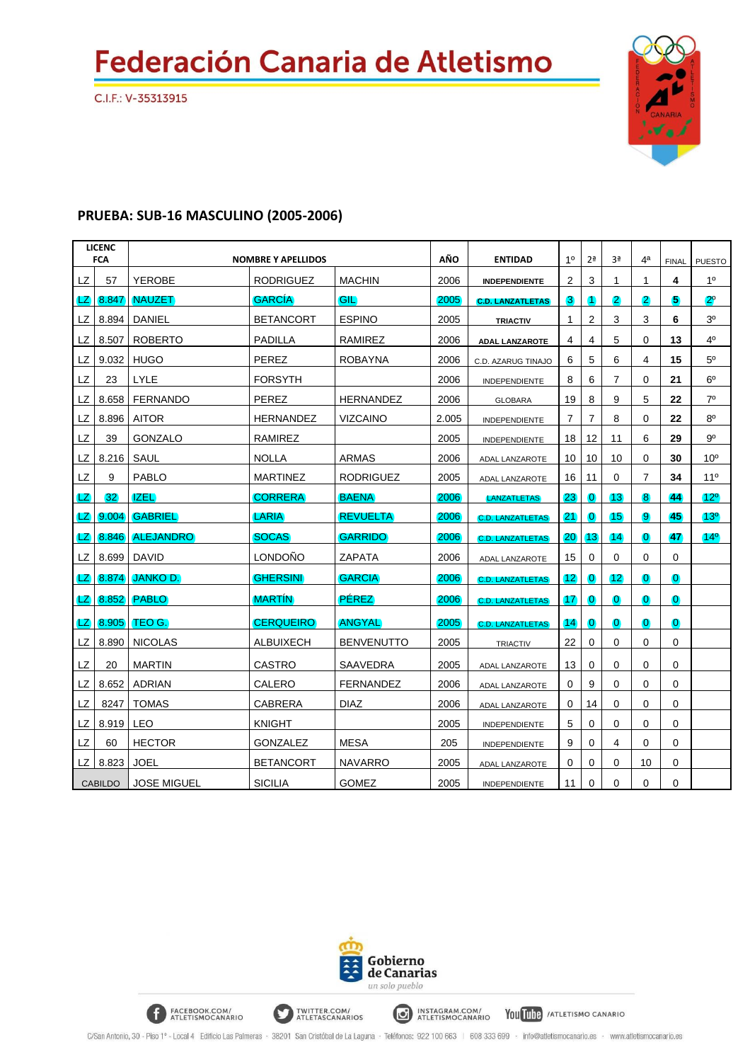# Federación Canaria de Atletismo

C.I.F.: V-35313915

## PRUEBA: SUB-16 MASCULINO (2005-2006)

| LICENC FCA | | NOMBRE Y APELLIDOS | | | AÑO | ENTIDAD | 1º | 2ª | 3ª | 4ª | FINAL | PUESTO |
|---|---|---|---|---|---|---|---|---|---|---|---|---|
| LZ | 57 | YEROBE | RODRIGUEZ | MACHIN | 2006 | INDEPENDIENTE | 2 | 3 | 1 | 1 | 4 | 1º |
| LZ | 8.847 | NAUZET | GARCÍA | GIL | 2005 | C.D. LANZATLETAS | 3 | 1 | 2 | 2 | 5 | 2º |
| LZ | 8.894 | DANIEL | BETANCORT | ESPINO | 2005 | TRIACTIV | 1 | 2 | 3 | 3 | 6 | 3º |
| LZ | 8.507 | ROBERTO | PADILLA | RAMIREZ | 2006 | ADAL LANZAROTE | 4 | 4 | 5 | 0 | 13 | 4º |
| LZ | 9.032 | HUGO | PEREZ | ROBAYNA | 2006 | C.D. AZARUG TINAJO | 6 | 5 | 6 | 4 | 15 | 5º |
| LZ | 23 | LYLE | FORSYTH | | 2006 | INDEPENDIENTE | 8 | 6 | 7 | 0 | 21 | 6º |
| LZ | 8.658 | FERNANDO | PEREZ | HERNANDEZ | 2006 | GLOBARA | 19 | 8 | 9 | 5 | 22 | 7º |
| LZ | 8.896 | AITOR | HERNANDEZ | VIZCAINO | 2.005 | INDEPENDIENTE | 7 | 7 | 8 | 0 | 22 | 8º |
| LZ | 39 | GONZALO | RAMIREZ | | 2005 | INDEPENDIENTE | 18 | 12 | 11 | 6 | 29 | 9º |
| LZ | 8.216 | SAUL | NOLLA | ARMAS | 2006 | ADAL LANZAROTE | 10 | 10 | 10 | 0 | 30 | 10º |
| LZ | 9 | PABLO | MARTINEZ | RODRIGUEZ | 2005 | ADAL LANZAROTE | 16 | 11 | 0 | 7 | 34 | 11º |
| LZ | 32 | IZEL | CORRERA | BAENA | 2006 | LANZATLETAS | 23 | 0 | 13 | 8 | 44 | 12º |
| LZ | 9.004 | GABRIEL | LARIA | REVUELTA | 2006 | C.D. LANZATLETAS | 21 | 0 | 15 | 9 | 45 | 13º |
| LZ | 8.846 | ALEJANDRO | SOCAS | GARRIDO | 2006 | C.D. LANZATLETAS | 20 | 13 | 14 | 0 | 47 | 14º |
| LZ | 8.699 | DAVID | LONDOÑO | ZAPATA | 2006 | ADAL LANZAROTE | 15 | 0 | 0 | 0 | 0 | |
| LZ | 8.874 | JANKO D. | GHERSINI | GARCIA | 2006 | C.D. LANZATLETAS | 12 | 0 | 12 | 0 | 0 | |
| LZ | 8.852 | PABLO | MARTÍN | PÉREZ | 2006 | C.D. LANZATLETAS | 17 | 0 | 0 | 0 | 0 | |
| LZ | 8.905 | TEO G. | CERQUEIRO | ANGYAL | 2005 | C.D. LANZATLETAS | 14 | 0 | 0 | 0 | 0 | |
| LZ | 8.890 | NICOLAS | ALBUIXECH | BENVENUTTO | 2005 | TRIACTIV | 22 | 0 | 0 | 0 | 0 | |
| LZ | 20 | MARTIN | CASTRO | SAAVEDRA | 2005 | ADAL LANZAROTE | 13 | 0 | 0 | 0 | 0 | |
| LZ | 8.652 | ADRIAN | CALERO | FERNANDEZ | 2006 | ADAL LANZAROTE | 0 | 9 | 0 | 0 | 0 | |
| LZ | 8247 | TOMAS | CABRERA | DIAZ | 2006 | ADAL LANZAROTE | 0 | 14 | 0 | 0 | 0 | |
| LZ | 8.919 | LEO | KNIGHT | | 2005 | INDEPENDIENTE | 5 | 0 | 0 | 0 | 0 | |
| LZ | 60 | HECTOR | GONZALEZ | MESA | 205 | INDEPENDIENTE | 9 | 0 | 4 | 0 | 0 | |
| LZ | 8.823 | JOEL | BETANCORT | NAVARRO | 2005 | ADAL LANZAROTE | 0 | 0 | 0 | 10 | 0 | |
| CABILDO | | JOSE MIGUEL | SICILIA | GOMEZ | 2005 | INDEPENDIENTE | 11 | 0 | 0 | 0 | 0 | |

Gobierno de Canarias
*un solo pueblo*

FACEBOOK.COM/ATLETISMOCANARIO · TWITTER.COM/ATLETASCANARIOS · INSTAGRAM.COM/ATLETISMOCANARIO · YouTube /ATLETISMO CANARIO

C/San Antonio, 30 - Piso 1º - Local 4 Edificio Las Palmeras - 38201 San Cristóbal de La Laguna - Teléfonos: 922 100 663 | 608 333 699 - info@atletismocanario.es - www.atletismocanario.es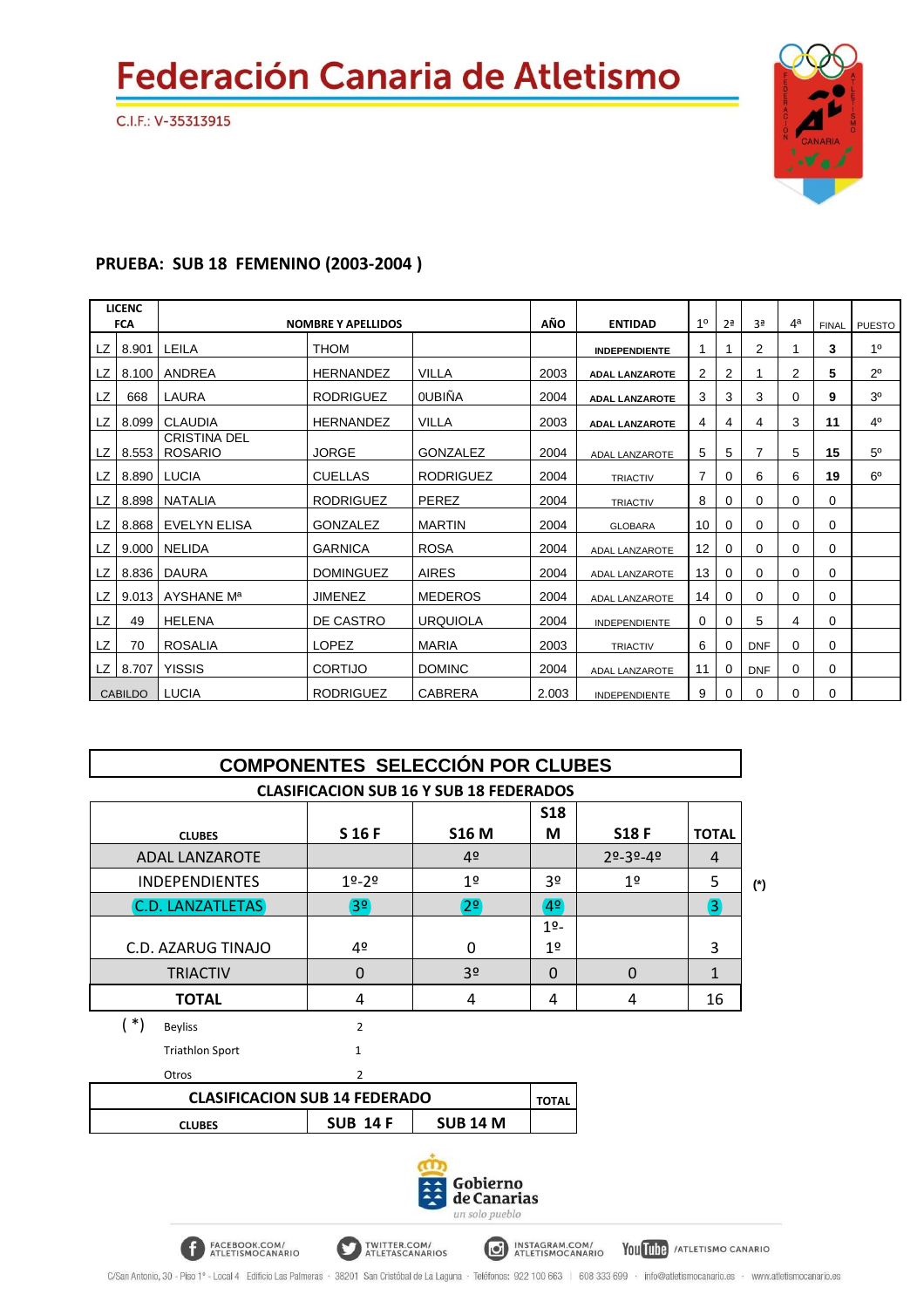# Federación Canaria de Atletismo

C.I.F.: V-35313915

## PRUEBA: SUB 18 FEMENINO (2003-2004 )

| LICENC FCA | | NOMBRE Y APELLIDOS | | | AÑO | ENTIDAD | 1º | 2ª | 3ª | 4ª | FINAL | PUESTO |
|---|---|---|---|---|---|---|---|---|---|---|---|---|
| LZ | 8.901 | LEILA | THOM | | | INDEPENDIENTE | 1 | 1 | 2 | 1 | 3 | 1º |
| LZ | 8.100 | ANDREA | HERNANDEZ | VILLA | 2003 | ADAL LANZAROTE | 2 | 2 | 1 | 2 | 5 | 2º |
| LZ | 668 | LAURA | RODRIGUEZ | 0UBIÑA | 2004 | ADAL LANZAROTE | 3 | 3 | 3 | 0 | 9 | 3º |
| LZ | 8.099 | CLAUDIA | HERNANDEZ | VILLA | 2003 | ADAL LANZAROTE | 4 | 4 | 4 | 3 | 11 | 4º |
| LZ | 8.553 | CRISTINA DEL ROSARIO | JORGE | GONZALEZ | 2004 | ADAL LANZAROTE | 5 | 5 | 7 | 5 | 15 | 5º |
| LZ | 8.890 | LUCIA | CUELLAS | RODRIGUEZ | 2004 | TRIACTIV | 7 | 0 | 6 | 6 | 19 | 6º |
| LZ | 8.898 | NATALIA | RODRIGUEZ | PEREZ | 2004 | TRIACTIV | 8 | 0 | 0 | 0 | 0 | |
| LZ | 8.868 | EVELYN ELISA | GONZALEZ | MARTIN | 2004 | GLOBARA | 10 | 0 | 0 | 0 | 0 | |
| LZ | 9.000 | NELIDA | GARNICA | ROSA | 2004 | ADAL LANZAROTE | 12 | 0 | 0 | 0 | 0 | |
| LZ | 8.836 | DAURA | DOMINGUEZ | AIRES | 2004 | ADAL LANZAROTE | 13 | 0 | 0 | 0 | 0 | |
| LZ | 9.013 | AYSHANE Mª | JIMENEZ | MEDEROS | 2004 | ADAL LANZAROTE | 14 | 0 | 0 | 0 | 0 | |
| LZ | 49 | HELENA | DE CASTRO | URQUIOLA | 2004 | INDEPENDIENTE | 0 | 0 | 5 | 4 | 0 | |
| LZ | 70 | ROSALIA | LOPEZ | MARIA | 2003 | TRIACTIV | 6 | 0 | DNF | 0 | 0 | |
| LZ | 8.707 | YISSIS | CORTIJO | DOMINC | 2004 | ADAL LANZAROTE | 11 | 0 | DNF | 0 | 0 | |
| CABILDO | | LUCIA | RODRIGUEZ | CABRERA | 2.003 | INDEPENDIENTE | 9 | 0 | 0 | 0 | 0 | |

## COMPONENTES SELECCIÓN POR CLUBES

**CLASIFICACION SUB 16 Y SUB 18 FEDERADOS**

| CLUBES | S 16 F | S16 M | S18 M | S18 F | TOTAL | |
|---|---|---|---|---|---|---|
| ADAL LANZAROTE | | 4º | | 2º-3º-4º | 4 | |
| INDEPENDIENTES | 1º-2º | 1º | 3º | 1º | 5 | (*) |
| C.D. LANZATLETAS | 3º | 2º | 4º | | 3 | |
| C.D. AZARUG TINAJO | 4º | 0 | 1º-1º | | 3 | |
| TRIACTIV | 0 | 3º | 0 | 0 | 1 | |
| **TOTAL** | 4 | 4 | 4 | 4 | 16 | |

( *) Beyliss 2

Triathlon Sport 1

Otros 2

| CLASIFICACION SUB 14 FEDERADO | | | TOTAL |
|---|---|---|---|
| CLUBES | SUB 14 F | SUB 14 M | |

Gobierno de Canarias
un solo pueblo

FACEBOOK.COM/ATLETISMOCANARIO TWITTER.COM/ATLETASCANARIOS INSTAGRAM.COM/ATLETISMOCANARIO YouTube /ATLETISMO CANARIO

C/San Antonio, 30 - Piso 1º - Local 4 Edificio Las Palmeras - 38201 San Cristóbal de La Laguna - Teléfonos: 922 100 663 | 608 333 699 - info@atletismocanario.es - www.atletismocanario.es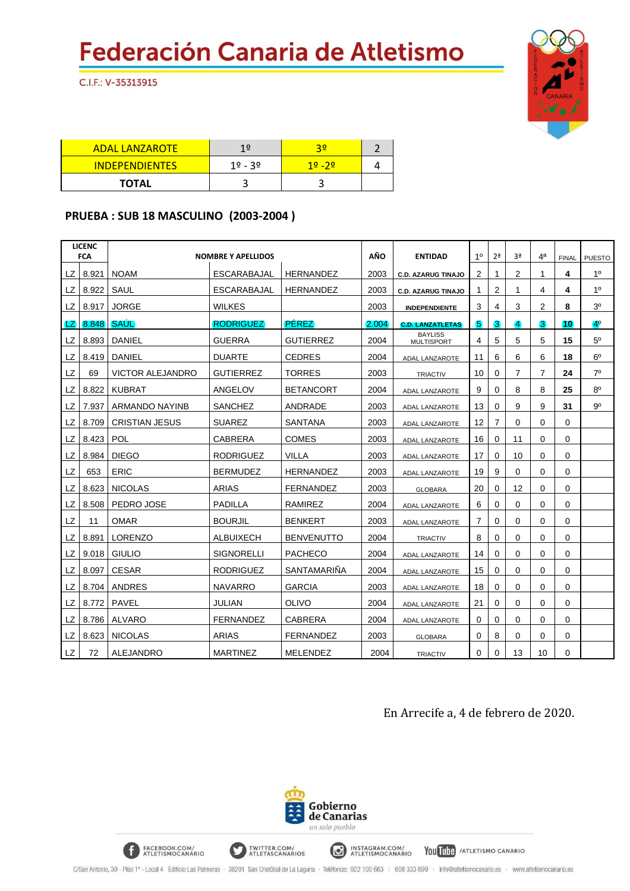# Federación Canaria de Atletismo

C.I.F.: V-35313915

| | | | |
|---|---|---|---|
| ADAL LANZAROTE | 1º | 3º | 2 |
| INDEPENDIENTES | 1º - 3º | 1º -2º | 4 |
| **TOTAL** | 3 | 3 | |

## PRUEBA : SUB 18 MASCULINO (2003-2004 )

| LICENC FCA | | NOMBRE Y APELLIDOS | | | AÑO | ENTIDAD | 1º | 2ª | 3ª | 4ª | FINAL | PUESTO |
|---|---|---|---|---|---|---|---|---|---|---|---|---|
| LZ | 8.921 | NOAM | ESCARABAJAL | HERNANDEZ | 2003 | C.D. AZARUG TINAJO | 2 | 1 | 2 | 1 | **4** | 1º |
| LZ | 8.922 | SAUL | ESCARABAJAL | HERNANDEZ | 2003 | C.D. AZARUG TINAJO | 1 | 2 | 1 | 4 | **4** | 1º |
| LZ | 8.917 | JORGE | WILKES | | 2003 | INDEPENDIENTE | 3 | 4 | 3 | 2 | **8** | 3º |
| LZ | 8.848 | SAÚL | RODRIGUEZ | PÉREZ | 2.004 | C.D. LANZATLETAS | 5 | 3 | 4 | 3 | **10** | 4º |
| LZ | 8.893 | DANIEL | GUERRA | GUTIERREZ | 2004 | BAYLISS MULTISPORT | 4 | 5 | 5 | 5 | **15** | 5º |
| LZ | 8.419 | DANIEL | DUARTE | CEDRES | 2004 | ADAL LANZAROTE | 11 | 6 | 6 | 6 | **18** | 6º |
| LZ | 69 | VICTOR ALEJANDRO | GUTIERREZ | TORRES | 2003 | TRIACTIV | 10 | 0 | 7 | 7 | **24** | 7º |
| LZ | 8.822 | KUBRAT | ANGELOV | BETANCORT | 2004 | ADAL LANZAROTE | 9 | 0 | 8 | 8 | **25** | 8º |
| LZ | 7.937 | ARMANDO NAYINB | SANCHEZ | ANDRADE | 2003 | ADAL LANZAROTE | 13 | 0 | 9 | 9 | **31** | 9º |
| LZ | 8.709 | CRISTIAN JESUS | SUAREZ | SANTANA | 2003 | ADAL LANZAROTE | 12 | 7 | 0 | 0 | 0 | |
| LZ | 8.423 | POL | CABRERA | COMES | 2003 | ADAL LANZAROTE | 16 | 0 | 11 | 0 | 0 | |
| LZ | 8.984 | DIEGO | RODRIGUEZ | VILLA | 2003 | ADAL LANZAROTE | 17 | 0 | 10 | 0 | 0 | |
| LZ | 653 | ERIC | BERMUDEZ | HERNANDEZ | 2003 | ADAL LANZAROTE | 19 | 9 | 0 | 0 | 0 | |
| LZ | 8.623 | NICOLAS | ARIAS | FERNANDEZ | 2003 | GLOBARA | 20 | 0 | 12 | 0 | 0 | |
| LZ | 8.508 | PEDRO JOSE | PADILLA | RAMIREZ | 2004 | ADAL LANZAROTE | 6 | 0 | 0 | 0 | 0 | |
| LZ | 11 | OMAR | BOURJIL | BENKERT | 2003 | ADAL LANZAROTE | 7 | 0 | 0 | 0 | 0 | |
| LZ | 8.891 | LORENZO | ALBUIXECH | BENVENUTTO | 2004 | TRIACTIV | 8 | 0 | 0 | 0 | 0 | |
| LZ | 9.018 | GIULIO | SIGNORELLI | PACHECO | 2004 | ADAL LANZAROTE | 14 | 0 | 0 | 0 | 0 | |
| LZ | 8.097 | CESAR | RODRIGUEZ | SANTAMARIÑA | 2004 | ADAL LANZAROTE | 15 | 0 | 0 | 0 | 0 | |
| LZ | 8.704 | ANDRES | NAVARRO | GARCIA | 2003 | ADAL LANZAROTE | 18 | 0 | 0 | 0 | 0 | |
| LZ | 8.772 | PAVEL | JULIAN | OLIVO | 2004 | ADAL LANZAROTE | 21 | 0 | 0 | 0 | 0 | |
| LZ | 8.786 | ALVARO | FERNANDEZ | CABRERA | 2004 | ADAL LANZAROTE | 0 | 0 | 0 | 0 | 0 | |
| LZ | 8.623 | NICOLAS | ARIAS | FERNANDEZ | 2003 | GLOBARA | 0 | 8 | 0 | 0 | 0 | |
| LZ | 72 | ALEJANDRO | MARTINEZ | MELENDEZ | 2004 | TRIACTIV | 0 | 0 | 13 | 10 | 0 | |

En Arrecife a, 4 de febrero de 2020.

Gobierno de Canarias
*un solo pueblo*

FACEBOOK.COM/ATLETISMOCANARIO TWITTER.COM/ATLETASCANARIOS INSTAGRAM.COM/ATLETISMOCANARIO YouTube /ATLETISMO CANARIO

C/San Antonio, 30 - Piso 1º - Local 4 Edificio Las Palmeras · 38201 San Cristóbal de La Laguna · Teléfonos: 922 100 663 | 608 333 699 · info@atletismocanario.es · www.atletismocanario.es